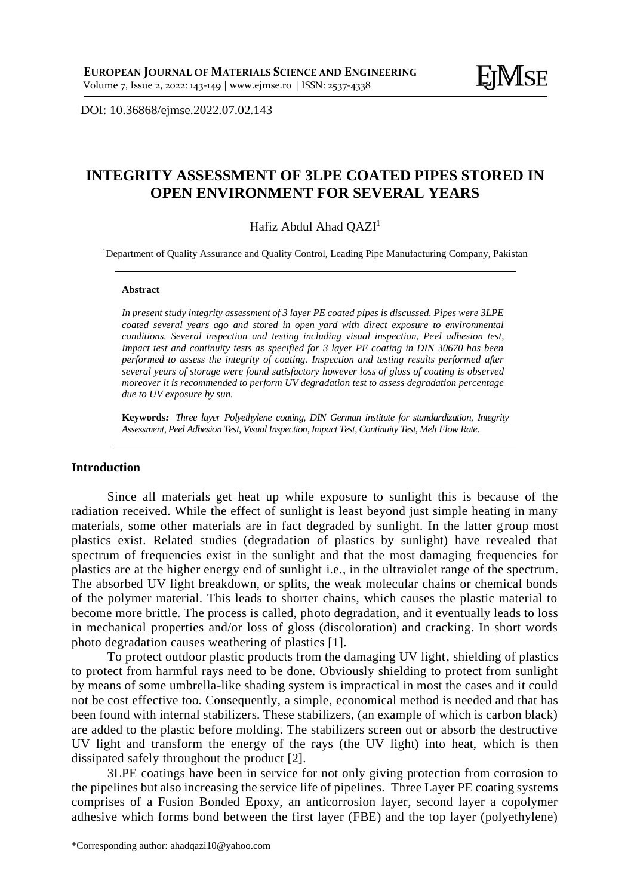DOI: 10.36868/ejmse.2022.07.02.143

# INTEGRITY ASSESSMENT OF 3LPE COATED PIPES STORED IN OPEN ENVIRONMENT FOR SEVERAL YEARS

Hafiz Abdul Ahad QAZI[1]

[1]Department of Quality Assurance and Quality Control, Leading Pipe Manufacturing Company, Pakistan

**Abstract**

*In present study integrity assessment of 3 layer PE coated pipes is discussed. Pipes were 3LPE coated several years ago and stored in open yard with direct exposure to environmental conditions. Several inspection and testing including visual inspection, Peel adhesion test, Impact test and continuity tests as specified for 3 layer PE coating in DIN 30670 has been performed to assess the integrity of coating. Inspection and testing results performed after several years of storage were found satisfactory however loss of gloss of coating is observed moreover it is recommended to perform UV degradation test to assess degradation percentage due to UV exposure by sun.*

**Keywords***: Three layer Polyethylene coating, DIN German institute for standardization, Integrity Assessment, Peel Adhesion Test, Visual Inspection, Impact Test, Continuity Test, Melt Flow Rate.*

## Introduction

Since all materials get heat up while exposure to sunlight this is because of the radiation received. While the effect of sunlight is least beyond just simple heating in many materials, some other materials are in fact degraded by sunlight. In the latter group most plastics exist. Related studies (degradation of plastics by sunlight) have revealed that spectrum of frequencies exist in the sunlight and that the most damaging frequencies for plastics are at the higher energy end of sunlight i.e., in the ultraviolet range of the spectrum. The absorbed UV light breakdown, or splits, the weak molecular chains or chemical bonds of the polymer material. This leads to shorter chains, which causes the plastic material to become more brittle. The process is called, photo degradation, and it eventually leads to loss in mechanical properties and/or loss of gloss (discoloration) and cracking. In short words photo degradation causes weathering of plastics [1].

To protect outdoor plastic products from the damaging UV light, shielding of plastics to protect from harmful rays need to be done. Obviously shielding to protect from sunlight by means of some umbrella-like shading system is impractical in most the cases and it could not be cost effective too. Consequently, a simple, economical method is needed and that has been found with internal stabilizers. These stabilizers, (an example of which is carbon black) are added to the plastic before molding. The stabilizers screen out or absorb the destructive UV light and transform the energy of the rays (the UV light) into heat, which is then dissipated safely throughout the product [2].

3LPE coatings have been in service for not only giving protection from corrosion to the pipelines but also increasing the service life of pipelines. Three Layer PE coating systems comprises of a Fusion Bonded Epoxy, an anticorrosion layer, second layer a copolymer adhesive which forms bond between the first layer (FBE) and the top layer (polyethylene)

*Corresponding author: ahadqazi10@yahoo.com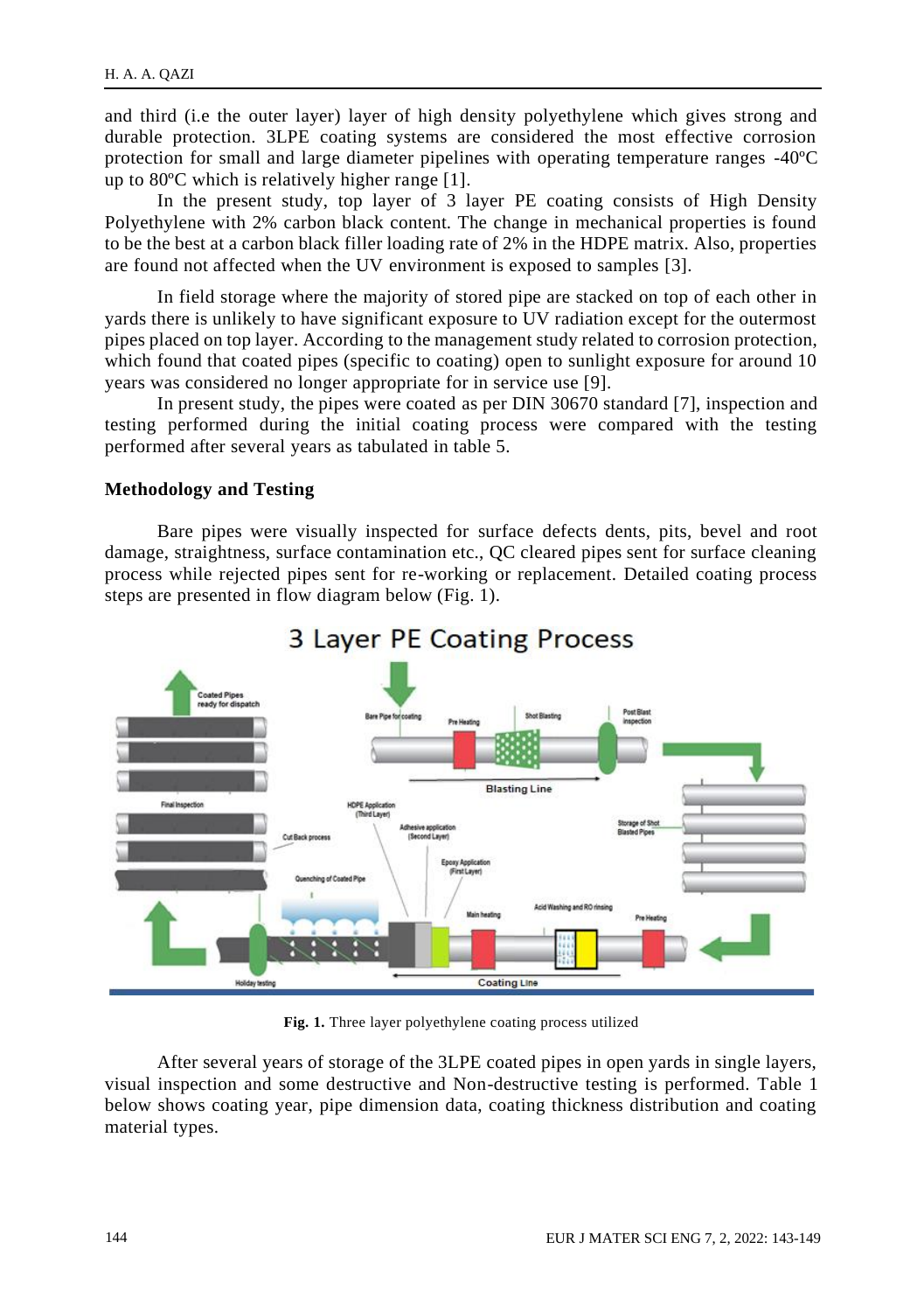and third (i.e the outer layer) layer of high density polyethylene which gives strong and durable protection. 3LPE coating systems are considered the most effective corrosion protection for small and large diameter pipelines with operating temperature ranges -40ºC up to 80ºC which is relatively higher range [1].

In the present study, top layer of 3 layer PE coating consists of High Density Polyethylene with 2% carbon black content. The change in mechanical properties is found to be the best at a carbon black filler loading rate of 2% in the HDPE matrix. Also, properties are found not affected when the UV environment is exposed to samples [3].

In field storage where the majority of stored pipe are stacked on top of each other in yards there is unlikely to have significant exposure to UV radiation except for the outermost pipes placed on top layer. According to the management study related to corrosion protection, which found that coated pipes (specific to coating) open to sunlight exposure for around 10 years was considered no longer appropriate for in service use [9].

In present study, the pipes were coated as per DIN 30670 standard [7], inspection and testing performed during the initial coating process were compared with the testing performed after several years as tabulated in table 5.

## Methodology and Testing

Bare pipes were visually inspected for surface defects dents, pits, bevel and root damage, straightness, surface contamination etc., QC cleared pipes sent for surface cleaning process while rejected pipes sent for re-working or replacement. Detailed coating process steps are presented in flow diagram below (Fig. 1).

**Fig. 1.** Three layer polyethylene coating process utilized

After several years of storage of the 3LPE coated pipes in open yards in single layers, visual inspection and some destructive and Non-destructive testing is performed. Table 1 below shows coating year, pipe dimension data, coating thickness distribution and coating material types.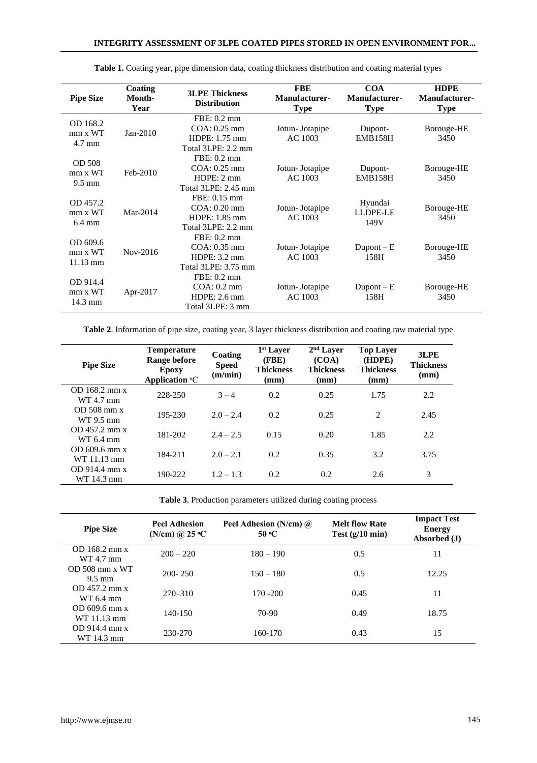**Table 1.** Coating year, pipe dimension data, coating thickness distribution and coating material types

| Pipe Size | Coating Month-Year | 3LPE Thickness Distribution | FBE Manufacturer-Type | COA Manufacturer-Type | HDPE Manufacturer-Type |
|---|---|---|---|---|---|
| OD 168.2 mm x WT 4.7 mm | Jan-2010 | FBE: 0.2 mm<br>COA: 0.25 mm<br>HDPE: 1.75 mm<br>Total 3LPE: 2.2 mm | Jotun- Jotapipe AC 1003 | Dupont-EMB158H | Borouge-HE 3450 |
| OD 508 mm x WT 9.5 mm | Feb-2010 | FBE: 0.2 mm<br>COA: 0.25 mm<br>HDPE: 2 mm<br>Total 3LPE: 2.45 mm | Jotun- Jotapipe AC 1003 | Dupont-EMB158H | Borouge-HE 3450 |
| OD 457.2 mm x WT 6.4 mm | Mar-2014 | FBE: 0.15 mm<br>COA: 0.20 mm<br>HDPE: 1.85 mm<br>Total 3LPE: 2.2 mm | Jotun- Jotapipe AC 1003 | Hyundai LLDPE-LE 149V | Borouge-HE 3450 |
| OD 609.6 mm x WT 11.13 mm | Nov-2016 | FBE: 0.2 mm<br>COA: 0.35 mm<br>HDPE: 3.2 mm<br>Total 3LPE: 3.75 mm | Jotun- Jotapipe AC 1003 | Dupont – E 158H | Borouge-HE 3450 |
| OD 914.4 mm x WT 14.3 mm | Apr-2017 | FBE: 0.2 mm<br>COA: 0.2 mm<br>HDPE: 2.6 mm<br>Total 3LPE: 3 mm | Jotun- Jotapipe AC 1003 | Dupont – E 158H | Borouge-HE 3450 |

**Table 2**. Information of pipe size, coating year, 3 layer thickness distribution and coating raw material type

| Pipe Size | Temperature Range before Epoxy Application °C | Coating Speed (m/min) | 1st Layer (FBE) Thickness (mm) | 2nd Layer (COA) Thickness (mm) | Top Layer (HDPE) Thickness (mm) | 3LPE Thickness (mm) |
|---|---|---|---|---|---|---|
| OD 168.2 mm x WT 4.7 mm | 228-250 | 3 – 4 | 0.2 | 0.25 | 1.75 | 2.2 |
| OD 508 mm x WT 9.5 mm | 195-230 | 2.0 – 2.4 | 0.2 | 0.25 | 2 | 2.45 |
| OD 457.2 mm x WT 6.4 mm | 181-202 | 2.4 – 2.5 | 0.15 | 0.20 | 1.85 | 2.2 |
| OD 609.6 mm x WT 11.13 mm | 184-211 | 2.0 – 2.1 | 0.2 | 0.35 | 3.2 | 3.75 |
| OD 914.4 mm x WT 14.3 mm | 190-222 | 1.2 – 1.3 | 0.2 | 0.2 | 2.6 | 3 |

**Table 3**. Production parameters utilized during coating process

| Pipe Size | Peel Adhesion (N/cm) @ 25 °C | Peel Adhesion (N/cm) @ 50 °C | Melt flow Rate Test (g/10 min) | Impact Test Energy Absorbed (J) |
|---|---|---|---|---|
| OD 168.2 mm x WT 4.7 mm | 200 – 220 | 180 – 190 | 0.5 | 11 |
| OD 508 mm x WT 9.5 mm | 200- 250 | 150 – 180 | 0.5 | 12.25 |
| OD 457.2 mm x WT 6.4 mm | 270–310 | 170 -200 | 0.45 | 11 |
| OD 609.6 mm x WT 11.13 mm | 140-150 | 70-90 | 0.49 | 18.75 |
| OD 914.4 mm x WT 14.3 mm | 230-270 | 160-170 | 0.43 | 15 |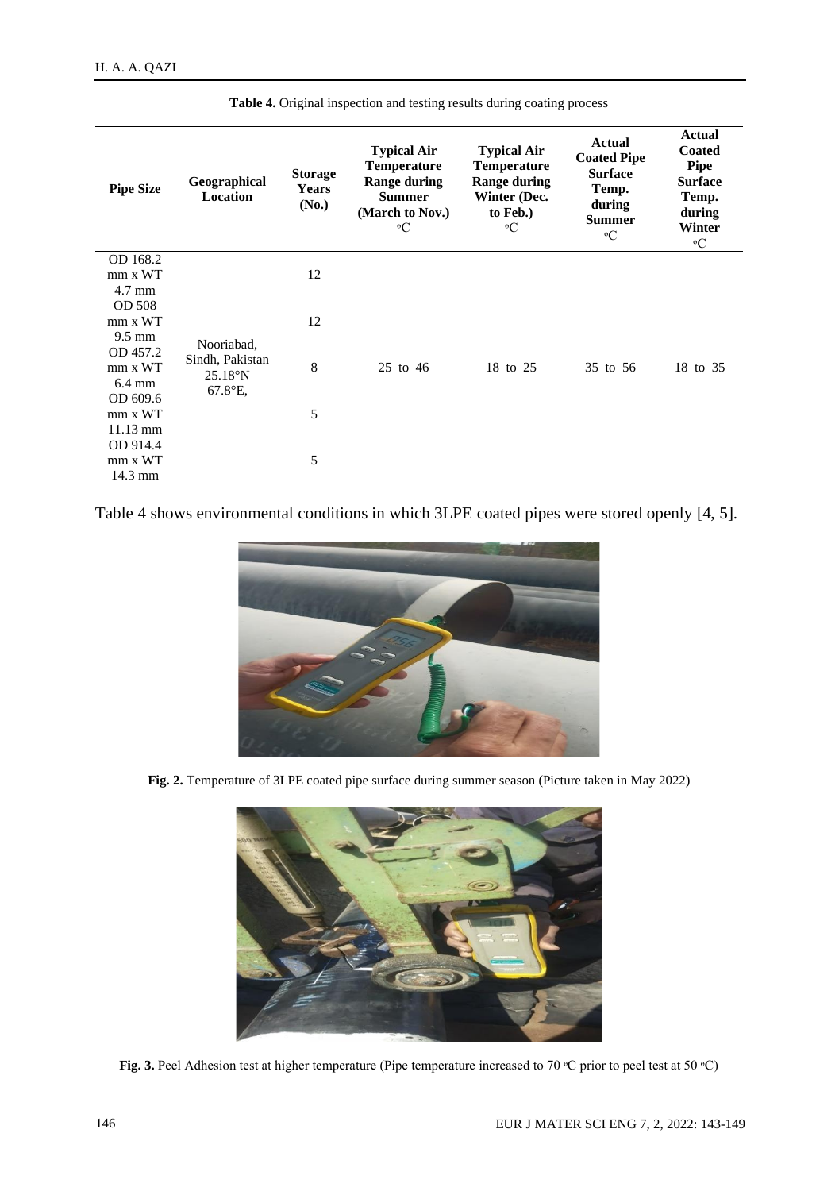**Table 4.** Original inspection and testing results during coating process

| Pipe Size | Geographical Location | Storage Years (No.) | Typical Air Temperature Range during Summer (March to Nov.) °C | Typical Air Temperature Range during Winter (Dec. to Feb.) °C | Actual Coated Pipe Surface Temp. during Summer °C | Actual Coated Pipe Surface Temp. during Winter °C |
|---|---|---|---|---|---|---|
| OD 168.2 mm x WT 4.7 mm | Nooriabad, Sindh, Pakistan 25.18°N 67.8°E, | 12 | 25 to 46 | 18 to 25 | 35 to 56 | 18 to 35 |
| OD 508 mm x WT 9.5 mm | | 12 | | | | |
| OD 457.2 mm x WT 6.4 mm | | 8 | | | | |
| OD 609.6 mm x WT 11.13 mm | | 5 | | | | |
| OD 914.4 mm x WT 14.3 mm | | 5 | | | | |

Table 4 shows environmental conditions in which 3LPE coated pipes were stored openly [4, 5].

**Fig. 2.** Temperature of 3LPE coated pipe surface during summer season (Picture taken in May 2022)

**Fig. 3.** Peel Adhesion test at higher temperature (Pipe temperature increased to 70 °C prior to peel test at 50 °C)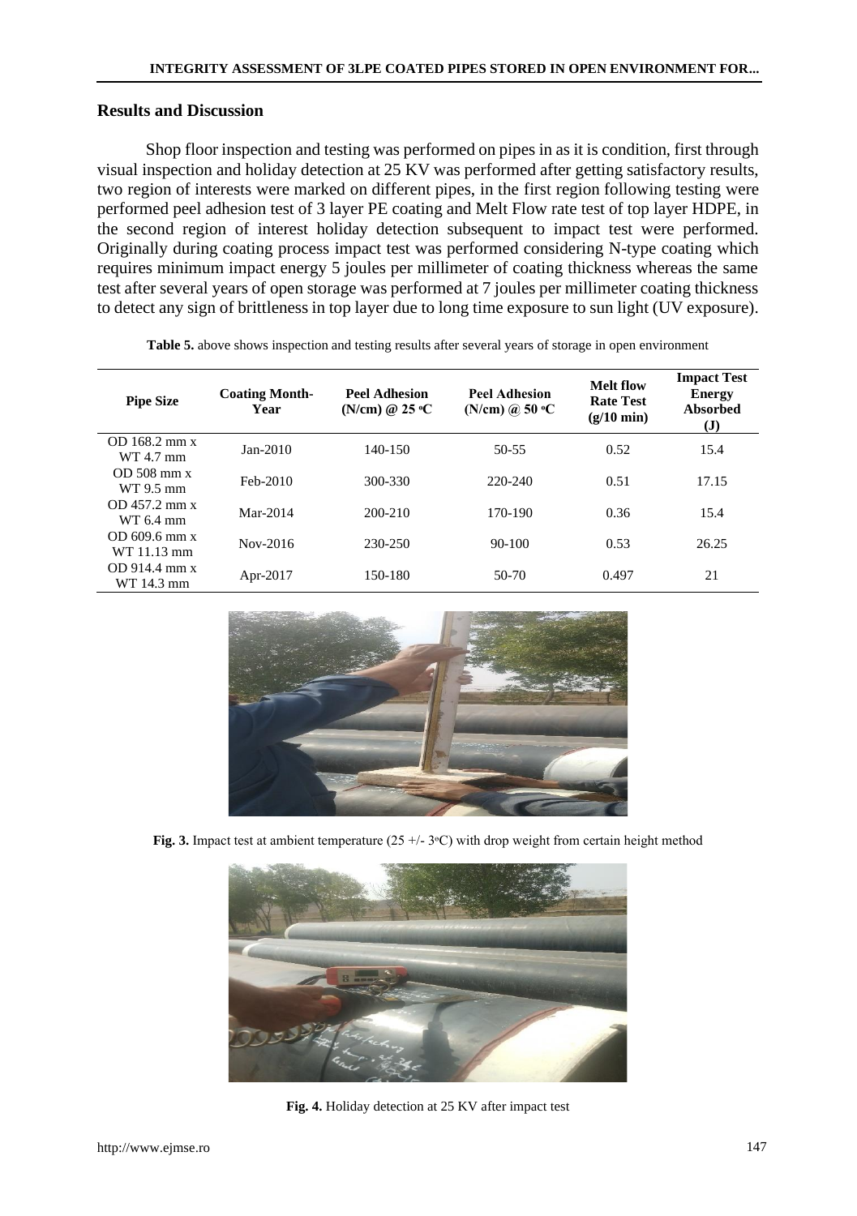## Results and Discussion

Shop floor inspection and testing was performed on pipes in as it is condition, first through visual inspection and holiday detection at 25 KV was performed after getting satisfactory results, two region of interests were marked on different pipes, in the first region following testing were performed peel adhesion test of 3 layer PE coating and Melt Flow rate test of top layer HDPE, in the second region of interest holiday detection subsequent to impact test were performed. Originally during coating process impact test was performed considering N-type coating which requires minimum impact energy 5 joules per millimeter of coating thickness whereas the same test after several years of open storage was performed at 7 joules per millimeter coating thickness to detect any sign of brittleness in top layer due to long time exposure to sun light (UV exposure).

**Table 5.** above shows inspection and testing results after several years of storage in open environment

| Pipe Size | Coating Month-Year | Peel Adhesion (N/cm) @ 25 °C | Peel Adhesion (N/cm) @ 50 °C | Melt flow Rate Test (g/10 min) | Impact Test Energy Absorbed (J) |
|---|---|---|---|---|---|
| OD 168.2 mm x WT 4.7 mm | Jan-2010 | 140-150 | 50-55 | 0.52 | 15.4 |
| OD 508 mm x WT 9.5 mm | Feb-2010 | 300-330 | 220-240 | 0.51 | 17.15 |
| OD 457.2 mm x WT 6.4 mm | Mar-2014 | 200-210 | 170-190 | 0.36 | 15.4 |
| OD 609.6 mm x WT 11.13 mm | Nov-2016 | 230-250 | 90-100 | 0.53 | 26.25 |
| OD 914.4 mm x WT 14.3 mm | Apr-2017 | 150-180 | 50-70 | 0.497 | 21 |

**Fig. 3.** Impact test at ambient temperature (25 +/- 3°C) with drop weight from certain height method

**Fig. 4.** Holiday detection at 25 KV after impact test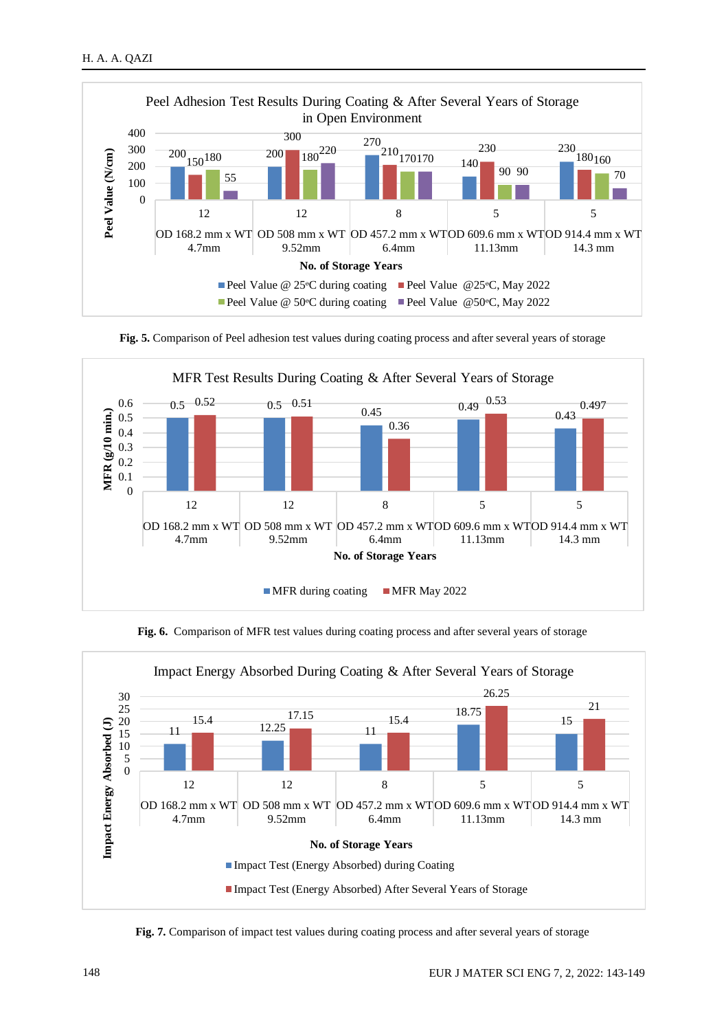**Peel Adhesion Test Results During Coating & After Several Years of Storage in Open Environment**

| Pipe size | No. of Storage Years | Peel Value @ 25ºC during coating (N/cm) | Peel Value @25ºC, May 2022 (N/cm) | Peel Value @ 50ºC during coating (N/cm) | Peel Value @50ºC, May 2022 (N/cm) |
|---|---|---|---|---|---|
| OD 168.2 mm x WT 4.7mm | 12 | 200 | 150 | 180 | 55 |
| OD 508 mm x WT 9.52mm | 12 | 200 | 300 | 180 | 220 |
| OD 457.2 mm x WT 6.4mm | 8 | 270 | 210 | 170 | 170 |
| OD 609.6 mm x WT 11.13mm | 5 | 140 | 230 | 90 | 90 |
| OD 914.4 mm x WT 14.3 mm | 5 | 230 | 180 | 160 | 70 |

**Fig. 5.** Comparison of Peel adhesion test values during coating process and after several years of storage

**MFR Test Results During Coating & After Several Years of Storage**

| Pipe size | No. of Storage Years | MFR during coating (g/10 min.) | MFR May 2022 (g/10 min.) |
|---|---|---|---|
| OD 168.2 mm x WT 4.7mm | 12 | 0.5 | 0.52 |
| OD 508 mm x WT 9.52mm | 12 | 0.5 | 0.51 |
| OD 457.2 mm x WT 6.4mm | 8 | 0.45 | 0.36 |
| OD 609.6 mm x WT 11.13mm | 5 | 0.49 | 0.53 |
| OD 914.4 mm x WT 14.3 mm | 5 | 0.43 | 0.497 |

**Fig. 6.** Comparison of MFR test values during coating process and after several years of storage

**Impact Energy Absorbed During Coating & After Several Years of Storage**

| Pipe size | No. of Storage Years | Impact Test (Energy Absorbed) during Coating (J) | Impact Test (Energy Absorbed) After Several Years of Storage (J) |
|---|---|---|---|
| OD 168.2 mm x WT 4.7mm | 12 | 11 | 15.4 |
| OD 508 mm x WT 9.52mm | 12 | 12.25 | 17.15 |
| OD 457.2 mm x WT 6.4mm | 8 | 11 | 15.4 |
| OD 609.6 mm x WT 11.13mm | 5 | 18.75 | 26.25 |
| OD 914.4 mm x WT 14.3 mm | 5 | 15 | 21 |

**Fig. 7.** Comparison of impact test values during coating process and after several years of storage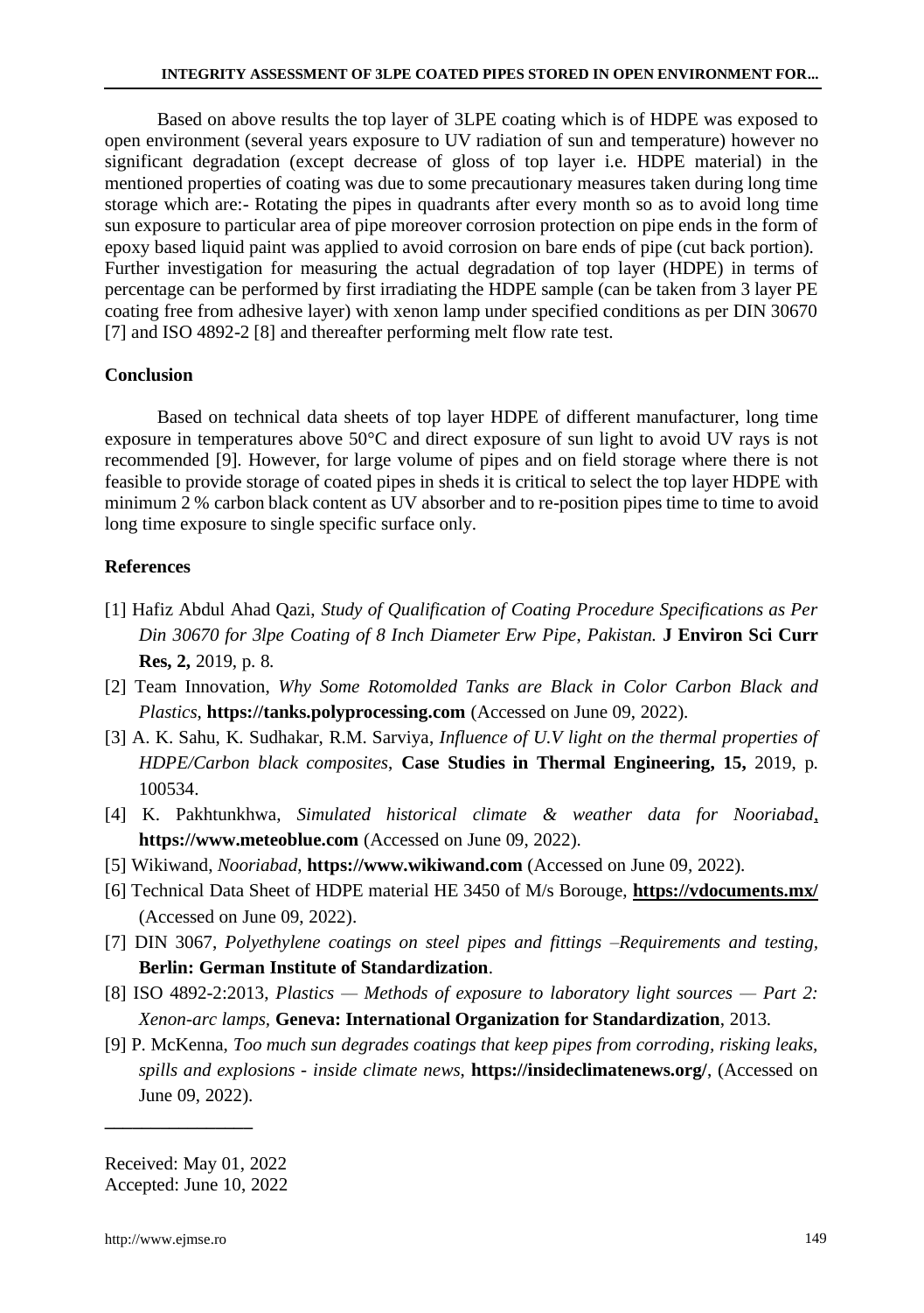Based on above results the top layer of 3LPE coating which is of HDPE was exposed to open environment (several years exposure to UV radiation of sun and temperature) however no significant degradation (except decrease of gloss of top layer i.e. HDPE material) in the mentioned properties of coating was due to some precautionary measures taken during long time storage which are:- Rotating the pipes in quadrants after every month so as to avoid long time sun exposure to particular area of pipe moreover corrosion protection on pipe ends in the form of epoxy based liquid paint was applied to avoid corrosion on bare ends of pipe (cut back portion). Further investigation for measuring the actual degradation of top layer (HDPE) in terms of percentage can be performed by first irradiating the HDPE sample (can be taken from 3 layer PE coating free from adhesive layer) with xenon lamp under specified conditions as per DIN 30670 [7] and ISO 4892-2 [8] and thereafter performing melt flow rate test.

## Conclusion

Based on technical data sheets of top layer HDPE of different manufacturer, long time exposure in temperatures above 50°C and direct exposure of sun light to avoid UV rays is not recommended [9]. However, for large volume of pipes and on field storage where there is not feasible to provide storage of coated pipes in sheds it is critical to select the top layer HDPE with minimum 2 % carbon black content as UV absorber and to re-position pipes time to time to avoid long time exposure to single specific surface only.

## References

[1] Hafiz Abdul Ahad Qazi, *Study of Qualification of Coating Procedure Specifications as Per Din 30670 for 3lpe Coating of 8 Inch Diameter Erw Pipe, Pakistan.* **J Environ Sci Curr Res, 2,** 2019, p. 8.

[2] Team Innovation, *Why Some Rotomolded Tanks are Black in Color Carbon Black and Plastics*, **https://tanks.polyprocessing.com** (Accessed on June 09, 2022).

[3] A. K. Sahu, K. Sudhakar, R.M. Sarviya, *Influence of U.V light on the thermal properties of HDPE/Carbon black composites*, **Case Studies in Thermal Engineering, 15,** 2019, p. 100534.

[4] K. Pakhtunkhwa, *Simulated historical climate & weather data for Nooriabad*, **https://www.meteoblue.com** (Accessed on June 09, 2022).

[5] Wikiwand, *Nooriabad*, **https://www.wikiwand.com** (Accessed on June 09, 2022).

[6] Technical Data Sheet of HDPE material HE 3450 of M/s Borouge, **https://vdocuments.mx/** (Accessed on June 09, 2022).

[7] DIN 3067, *Polyethylene coatings on steel pipes and fittings –Requirements and testing*, **Berlin: German Institute of Standardization**.

[8] ISO 4892-2:2013, *Plastics — Methods of exposure to laboratory light sources — Part 2: Xenon-arc lamps,* **Geneva: International Organization for Standardization**, 2013.

[9] P. McKenna, *Too much sun degrades coatings that keep pipes from corroding, risking leaks, spills and explosions - inside climate news*, **https://insideclimatenews.org/**, (Accessed on June 09, 2022).

---

Received: May 01, 2022
Accepted: June 10, 2022